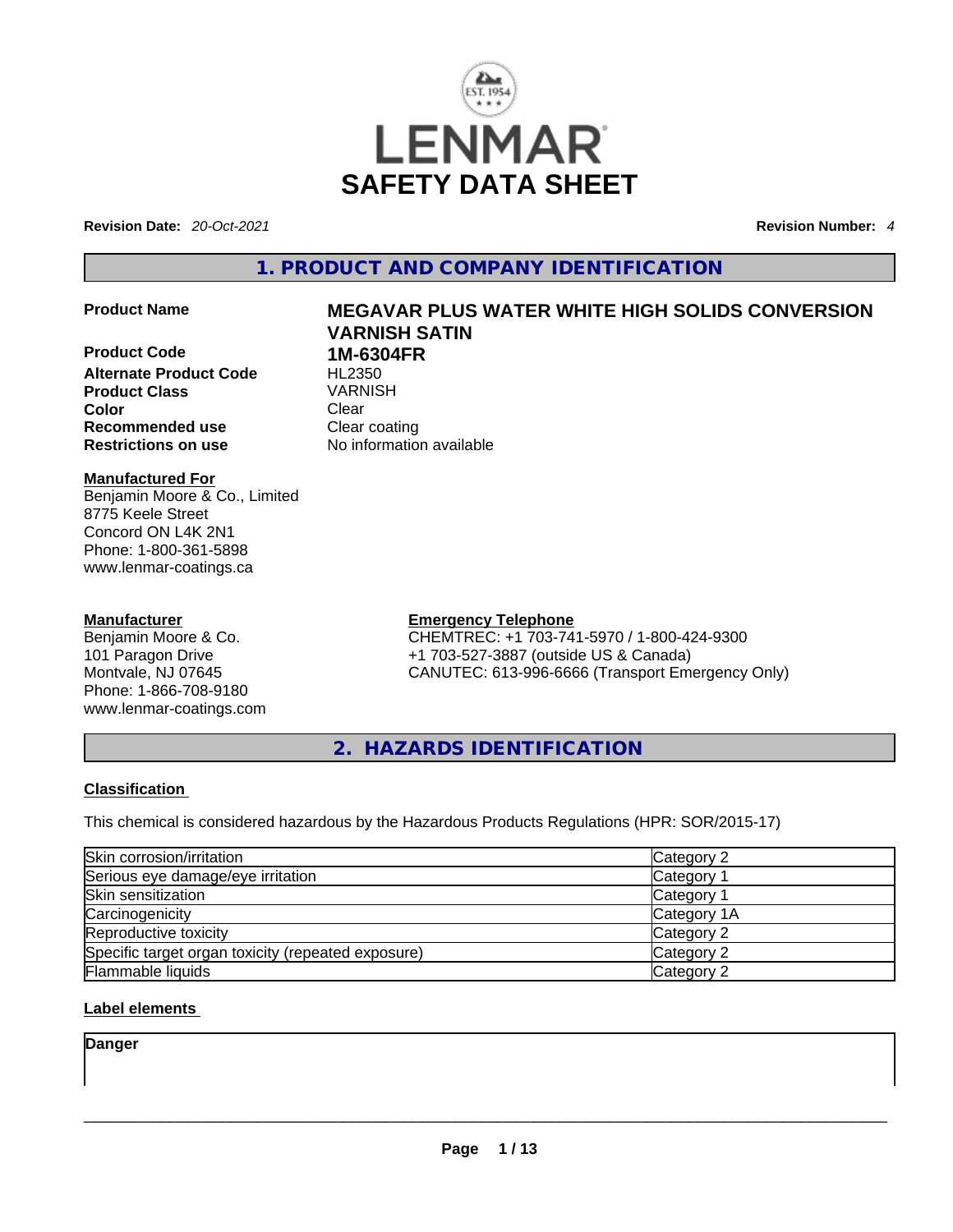# LENMAR SAFETY DATA SHEET

**Revision Date:** *20-Oct-2021* **Revision Number:** *4*

## 1. PRODUCT AND COMPANY IDENTIFICATION

**Product Name** **MEGAVAR PLUS WATER WHITE HIGH SOLIDS CONVERSION VARNISH SATIN**

**Product Code** **1M-6304FR**

**Alternate Product Code** HL2350

**Product Class** VARNISH

**Color** Clear

**Recommended use** Clear coating

**Restrictions on use** No information available

**Manufactured For**

Benjamin Moore & Co., Limited
8775 Keele Street
Concord ON L4K 2N1
Phone: 1-800-361-5898
www.lenmar-coatings.ca

**Manufacturer**

Benjamin Moore & Co.
101 Paragon Drive
Montvale, NJ 07645
Phone: 1-866-708-9180
www.lenmar-coatings.com

**Emergency Telephone**

CHEMTREC: +1 703-741-5970 / 1-800-424-9300
+1 703-527-3887 (outside US & Canada)
CANUTEC: 613-996-6666 (Transport Emergency Only)

## 2. HAZARDS IDENTIFICATION

**Classification**

This chemical is considered hazardous by the Hazardous Products Regulations (HPR: SOR/2015-17)

| | |
|---|---|
| Skin corrosion/irritation | Category 2 |
| Serious eye damage/eye irritation | Category 1 |
| Skin sensitization | Category 1 |
| Carcinogenicity | Category 1A |
| Reproductive toxicity | Category 2 |
| Specific target organ toxicity (repeated exposure) | Category 2 |
| Flammable liquids | Category 2 |

**Label elements**

**Danger**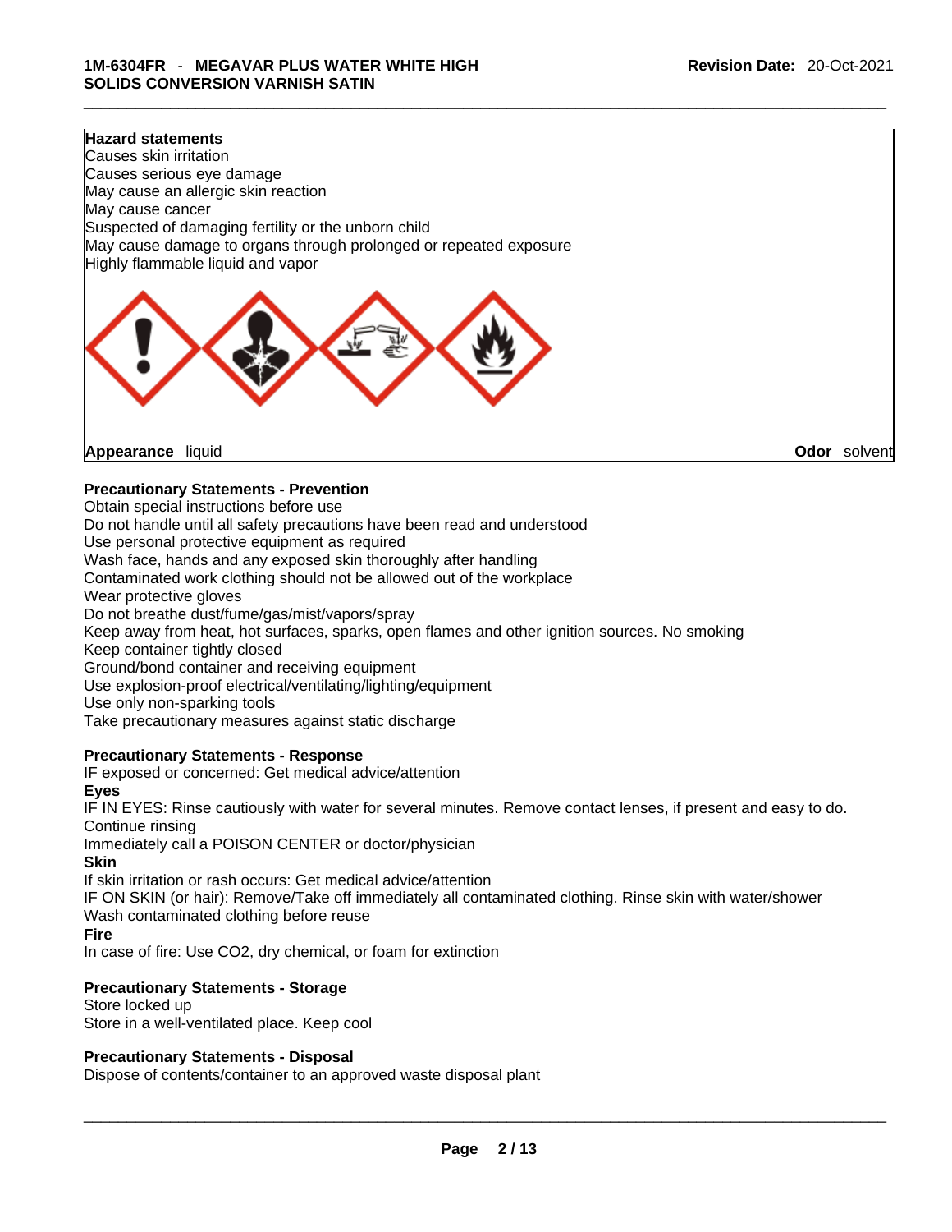**Hazard statements**

Causes skin irritation
Causes serious eye damage
May cause an allergic skin reaction
May cause cancer
Suspected of damaging fertility or the unborn child
May cause damage to organs through prolonged or repeated exposure
Highly flammable liquid and vapor

**Appearance** liquid **Odor** solvent

**Precautionary Statements - Prevention**

Obtain special instructions before use
Do not handle until all safety precautions have been read and understood
Use personal protective equipment as required
Wash face, hands and any exposed skin thoroughly after handling
Contaminated work clothing should not be allowed out of the workplace
Wear protective gloves
Do not breathe dust/fume/gas/mist/vapors/spray
Keep away from heat, hot surfaces, sparks, open flames and other ignition sources. No smoking
Keep container tightly closed
Ground/bond container and receiving equipment
Use explosion-proof electrical/ventilating/lighting/equipment
Use only non-sparking tools
Take precautionary measures against static discharge

**Precautionary Statements - Response**

IF exposed or concerned: Get medical advice/attention

**Eyes**

IF IN EYES: Rinse cautiously with water for several minutes. Remove contact lenses, if present and easy to do. Continue rinsing
Immediately call a POISON CENTER or doctor/physician

**Skin**

If skin irritation or rash occurs: Get medical advice/attention
IF ON SKIN (or hair): Remove/Take off immediately all contaminated clothing. Rinse skin with water/shower
Wash contaminated clothing before reuse

**Fire**

In case of fire: Use CO2, dry chemical, or foam for extinction

**Precautionary Statements - Storage**

Store locked up
Store in a well-ventilated place. Keep cool

**Precautionary Statements - Disposal**

Dispose of contents/container to an approved waste disposal plant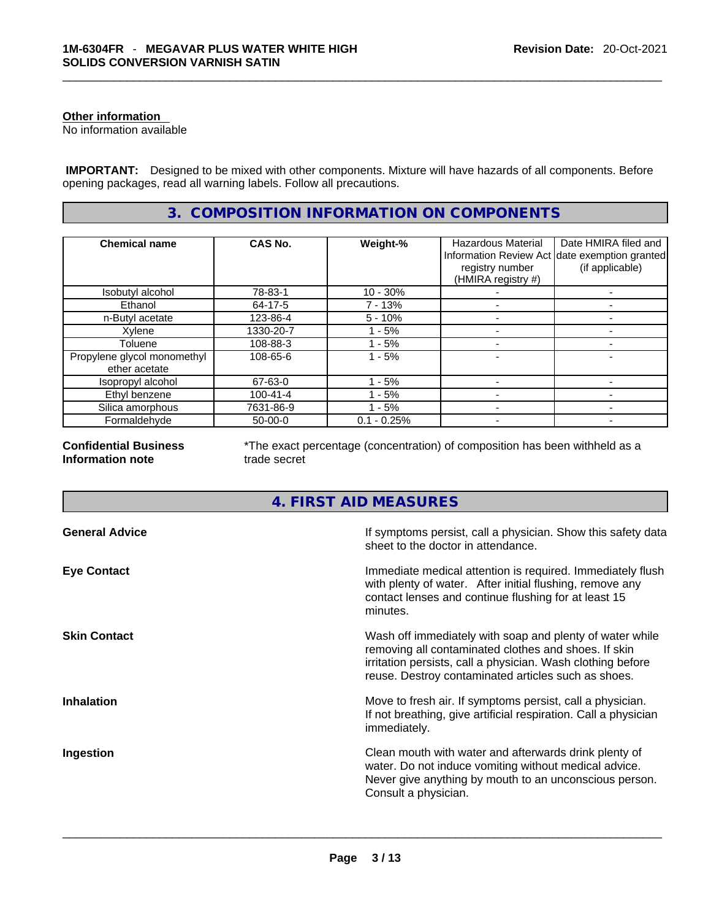**Other information**
No information available

**IMPORTANT:** Designed to be mixed with other components. Mixture will have hazards of all components. Before opening packages, read all warning labels. Follow all precautions.

## 3. COMPOSITION INFORMATION ON COMPONENTS

| Chemical name | CAS No. | Weight-% | Hazardous Material Information Review Act registry number (HMIRA registry #) | Date HMIRA filed and date exemption granted (if applicable) |
|---|---|---|---|---|
| Isobutyl alcohol | 78-83-1 | 10 - 30% | - | - |
| Ethanol | 64-17-5 | 7 - 13% | - | - |
| n-Butyl acetate | 123-86-4 | 5 - 10% | - | - |
| Xylene | 1330-20-7 | 1 - 5% | - | - |
| Toluene | 108-88-3 | 1 - 5% | - | - |
| Propylene glycol monomethyl ether acetate | 108-65-6 | 1 - 5% | - | - |
| Isopropyl alcohol | 67-63-0 | 1 - 5% | - | - |
| Ethyl benzene | 100-41-4 | 1 - 5% | - | - |
| Silica amorphous | 7631-86-9 | 1 - 5% | - | - |
| Formaldehyde | 50-00-0 | 0.1 - 0.25% | - | - |

**Confidential Business Information note**
*The exact percentage (concentration) of composition has been withheld as a trade secret

## 4. FIRST AID MEASURES

**General Advice**
If symptoms persist, call a physician. Show this safety data sheet to the doctor in attendance.

**Eye Contact**
Immediate medical attention is required. Immediately flush with plenty of water. After initial flushing, remove any contact lenses and continue flushing for at least 15 minutes.

**Skin Contact**
Wash off immediately with soap and plenty of water while removing all contaminated clothes and shoes. If skin irritation persists, call a physician. Wash clothing before reuse. Destroy contaminated articles such as shoes.

**Inhalation**
Move to fresh air. If symptoms persist, call a physician. If not breathing, give artificial respiration. Call a physician immediately.

**Ingestion**
Clean mouth with water and afterwards drink plenty of water. Do not induce vomiting without medical advice. Never give anything by mouth to an unconscious person. Consult a physician.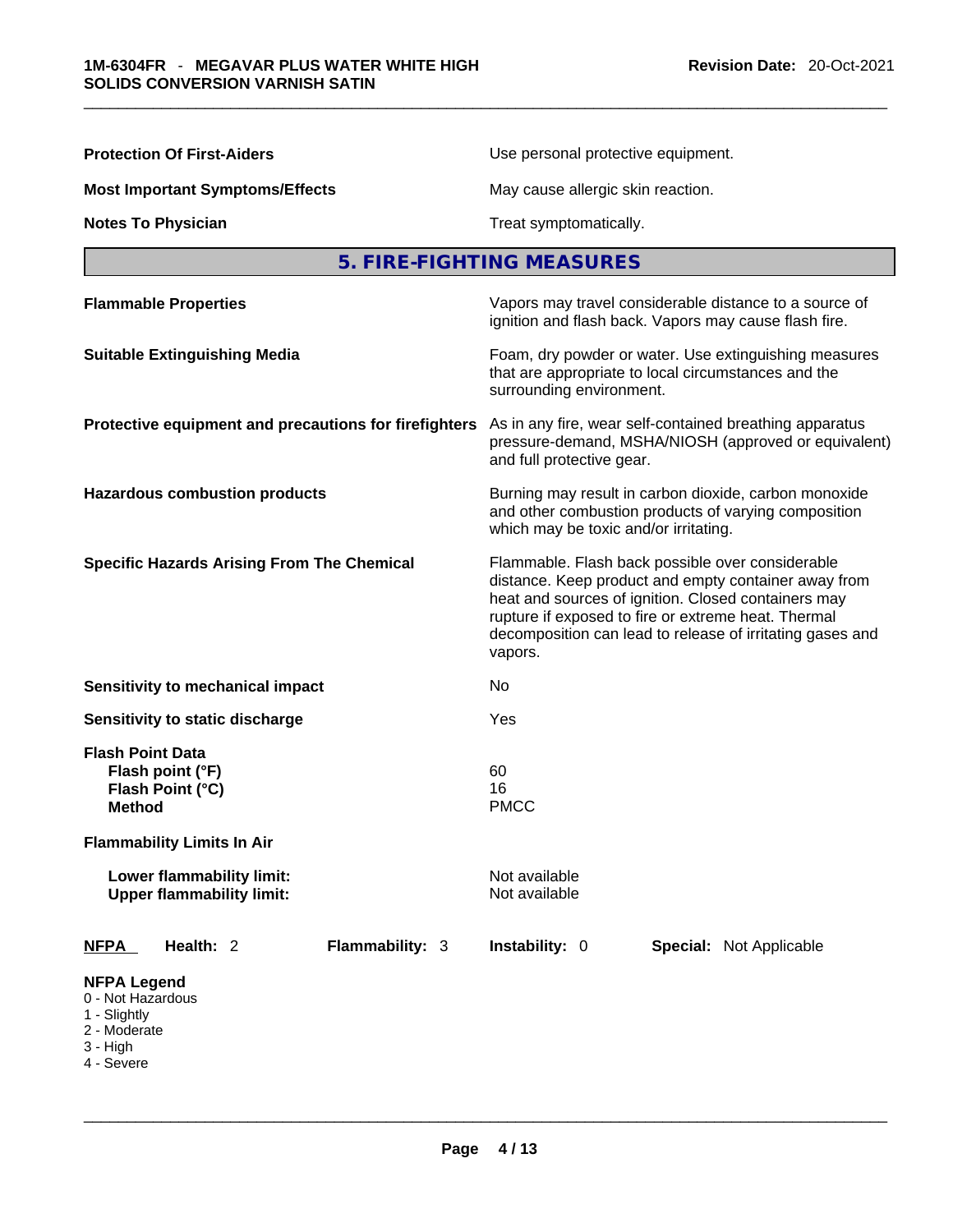| | |
|---|---|
| **Protection Of First-Aiders** | Use personal protective equipment. |
| **Most Important Symptoms/Effects** | May cause allergic skin reaction. |
| **Notes To Physician** | Treat symptomatically. |

## 5. FIRE-FIGHTING MEASURES

| | |
|---|---|
| **Flammable Properties** | Vapors may travel considerable distance to a source of ignition and flash back. Vapors may cause flash fire. |
| **Suitable Extinguishing Media** | Foam, dry powder or water. Use extinguishing measures that are appropriate to local circumstances and the surrounding environment. |
| **Protective equipment and precautions for firefighters** | As in any fire, wear self-contained breathing apparatus pressure-demand, MSHA/NIOSH (approved or equivalent) and full protective gear. |
| **Hazardous combustion products** | Burning may result in carbon dioxide, carbon monoxide and other combustion products of varying composition which may be toxic and/or irritating. |
| **Specific Hazards Arising From The Chemical** | Flammable. Flash back possible over considerable distance. Keep product and empty container away from heat and sources of ignition. Closed containers may rupture if exposed to fire or extreme heat. Thermal decomposition can lead to release of irritating gases and vapors. |
| **Sensitivity to mechanical impact** | No |
| **Sensitivity to static discharge** | Yes |

**Flash Point Data**

| | |
|---|---|
| **Flash point (°F)** | 60 |
| **Flash Point (°C)** | 16 |
| **Method** | PMCC |

**Flammability Limits In Air**

| | |
|---|---|
| **Lower flammability limit:** | Not available |
| **Upper flammability limit:** | Not available |

| **NFPA** | **Health:** 2 | **Flammability:** 3 | **Instability:** 0 | **Special:** Not Applicable |
|---|---|---|---|---|

**NFPA Legend**
0 - Not Hazardous
1 - Slightly
2 - Moderate
3 - High
4 - Severe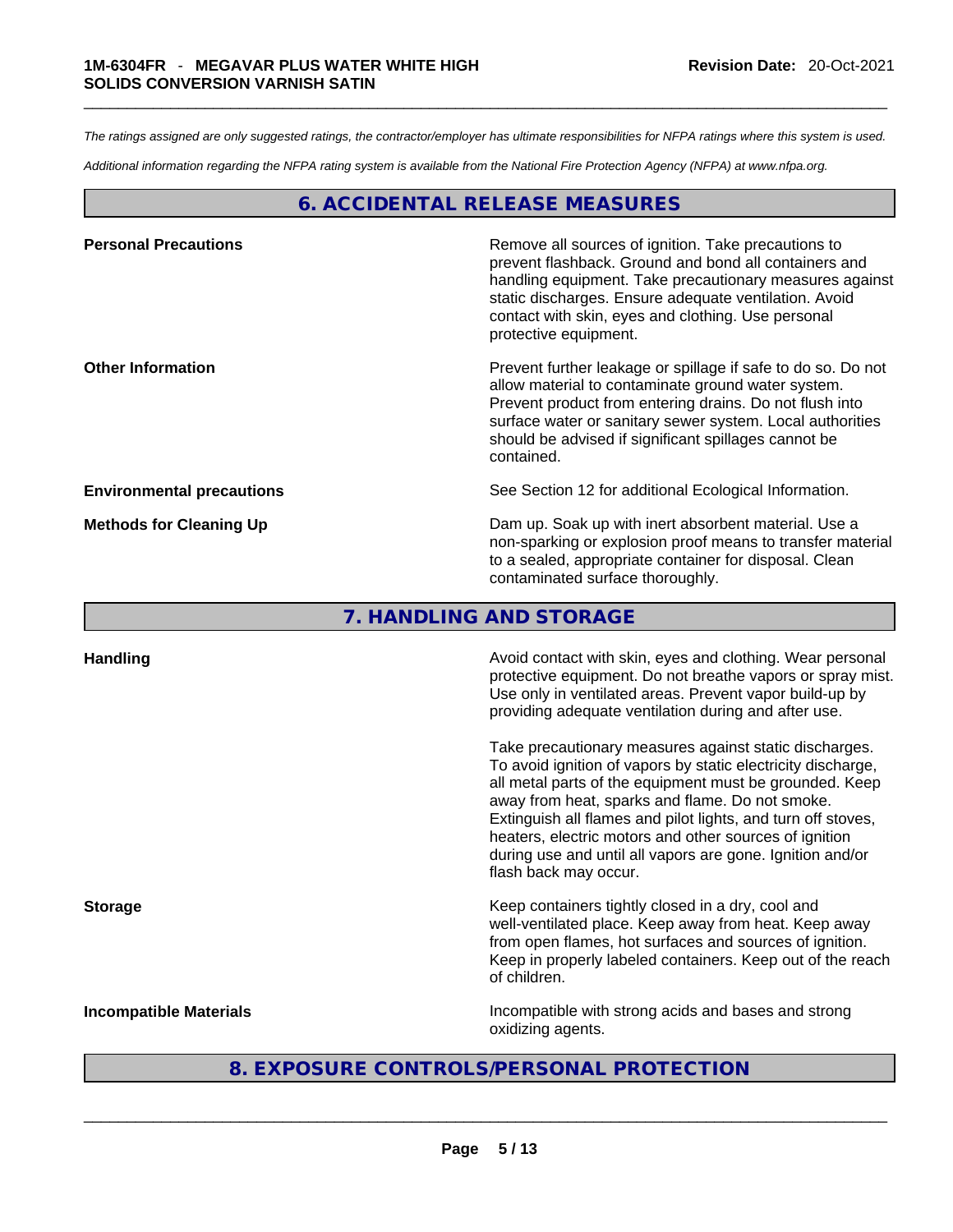*The ratings assigned are only suggested ratings, the contractor/employer has ultimate responsibilities for NFPA ratings where this system is used.*

*Additional information regarding the NFPA rating system is available from the National Fire Protection Agency (NFPA) at www.nfpa.org.*

## 6. ACCIDENTAL RELEASE MEASURES

| | |
|---|---|
| **Personal Precautions** | Remove all sources of ignition. Take precautions to prevent flashback. Ground and bond all containers and handling equipment. Take precautionary measures against static discharges. Ensure adequate ventilation. Avoid contact with skin, eyes and clothing. Use personal protective equipment. |
| **Other Information** | Prevent further leakage or spillage if safe to do so. Do not allow material to contaminate ground water system. Prevent product from entering drains. Do not flush into surface water or sanitary sewer system. Local authorities should be advised if significant spillages cannot be contained. |
| **Environmental precautions** | See Section 12 for additional Ecological Information. |
| **Methods for Cleaning Up** | Dam up. Soak up with inert absorbent material. Use a non-sparking or explosion proof means to transfer material to a sealed, appropriate container for disposal. Clean contaminated surface thoroughly. |

## 7. HANDLING AND STORAGE

| | |
|---|---|
| **Handling** | Avoid contact with skin, eyes and clothing. Wear personal protective equipment. Do not breathe vapors or spray mist. Use only in ventilated areas. Prevent vapor build-up by providing adequate ventilation during and after use.<br><br>Take precautionary measures against static discharges. To avoid ignition of vapors by static electricity discharge, all metal parts of the equipment must be grounded. Keep away from heat, sparks and flame. Do not smoke. Extinguish all flames and pilot lights, and turn off stoves, heaters, electric motors and other sources of ignition during use and until all vapors are gone. Ignition and/or flash back may occur. |
| **Storage** | Keep containers tightly closed in a dry, cool and well-ventilated place. Keep away from heat. Keep away from open flames, hot surfaces and sources of ignition. Keep in properly labeled containers. Keep out of the reach of children. |
| **Incompatible Materials** | Incompatible with strong acids and bases and strong oxidizing agents. |

## 8. EXPOSURE CONTROLS/PERSONAL PROTECTION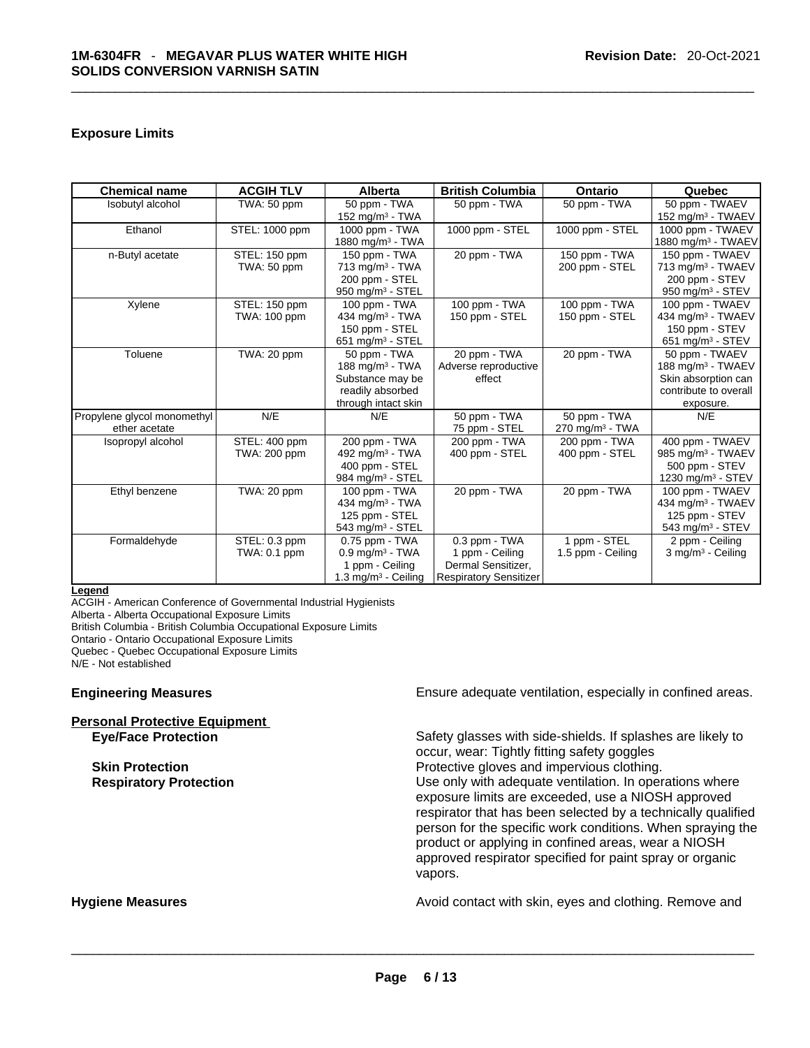### Exposure Limits

| Chemical name | ACGIH TLV | Alberta | British Columbia | Ontario | Quebec |
|---|---|---|---|---|---|
| Isobutyl alcohol | TWA: 50 ppm | 50 ppm - TWA<br>152 mg/m³ - TWA | 50 ppm - TWA | 50 ppm - TWA | 50 ppm - TWAEV<br>152 mg/m³ - TWAEV |
| Ethanol | STEL: 1000 ppm | 1000 ppm - TWA<br>1880 mg/m³ - TWA | 1000 ppm - STEL | 1000 ppm - STEL | 1000 ppm - TWAEV<br>1880 mg/m³ - TWAEV |
| n-Butyl acetate | STEL: 150 ppm<br>TWA: 50 ppm | 150 ppm - TWA<br>713 mg/m³ - TWA<br>200 ppm - STEL<br>950 mg/m³ - STEL | 20 ppm - TWA | 150 ppm - TWA<br>200 ppm - STEL | 150 ppm - TWAEV<br>713 mg/m³ - TWAEV<br>200 ppm - STEV<br>950 mg/m³ - STEV |
| Xylene | STEL: 150 ppm<br>TWA: 100 ppm | 100 ppm - TWA<br>434 mg/m³ - TWA<br>150 ppm - STEL<br>651 mg/m³ - STEL | 100 ppm - TWA<br>150 ppm - STEL | 100 ppm - TWA<br>150 ppm - STEL | 100 ppm - TWAEV<br>434 mg/m³ - TWAEV<br>150 ppm - STEV<br>651 mg/m³ - STEV |
| Toluene | TWA: 20 ppm | 50 ppm - TWA<br>188 mg/m³ - TWA<br>Substance may be readily absorbed through intact skin | 20 ppm - TWA<br>Adverse reproductive effect | 20 ppm - TWA | 50 ppm - TWAEV<br>188 mg/m³ - TWAEV<br>Skin absorption can contribute to overall exposure. |
| Propylene glycol monomethyl ether acetate | N/E | N/E | 50 ppm - TWA<br>75 ppm - STEL | 50 ppm - TWA<br>270 mg/m³ - TWA | N/E |
| Isopropyl alcohol | STEL: 400 ppm<br>TWA: 200 ppm | 200 ppm - TWA<br>492 mg/m³ - TWA<br>400 ppm - STEL<br>984 mg/m³ - STEL | 200 ppm - TWA<br>400 ppm - STEL | 200 ppm - TWA<br>400 ppm - STEL | 400 ppm - TWAEV<br>985 mg/m³ - TWAEV<br>500 ppm - STEV<br>1230 mg/m³ - STEV |
| Ethyl benzene | TWA: 20 ppm | 100 ppm - TWA<br>434 mg/m³ - TWA<br>125 ppm - STEL<br>543 mg/m³ - STEL | 20 ppm - TWA | 20 ppm - TWA | 100 ppm - TWAEV<br>434 mg/m³ - TWAEV<br>125 ppm - STEV<br>543 mg/m³ - STEV |
| Formaldehyde | STEL: 0.3 ppm<br>TWA: 0.1 ppm | 0.75 ppm - TWA<br>0.9 mg/m³ - TWA<br>1 ppm - Ceiling<br>1.3 mg/m³ - Ceiling | 0.3 ppm - TWA<br>1 ppm - Ceiling<br>Dermal Sensitizer,<br>Respiratory Sensitizer | 1 ppm - STEL<br>1.5 ppm - Ceiling | 2 ppm - Ceiling<br>3 mg/m³ - Ceiling |

**Legend**
ACGIH - American Conference of Governmental Industrial Hygienists
Alberta - Alberta Occupational Exposure Limits
British Columbia - British Columbia Occupational Exposure Limits
Ontario - Ontario Occupational Exposure Limits
Quebec - Quebec Occupational Exposure Limits
N/E - Not established

**Engineering Measures** Ensure adequate ventilation, especially in confined areas.

**Personal Protective Equipment**

**Eye/Face Protection** Safety glasses with side-shields. If splashes are likely to occur, wear: Tightly fitting safety goggles

**Skin Protection** Protective gloves and impervious clothing.

**Respiratory Protection** Use only with adequate ventilation. In operations where exposure limits are exceeded, use a NIOSH approved respirator that has been selected by a technically qualified person for the specific work conditions. When spraying the product or applying in confined areas, wear a NIOSH approved respirator specified for paint spray or organic vapors.

**Hygiene Measures** Avoid contact with skin, eyes and clothing. Remove and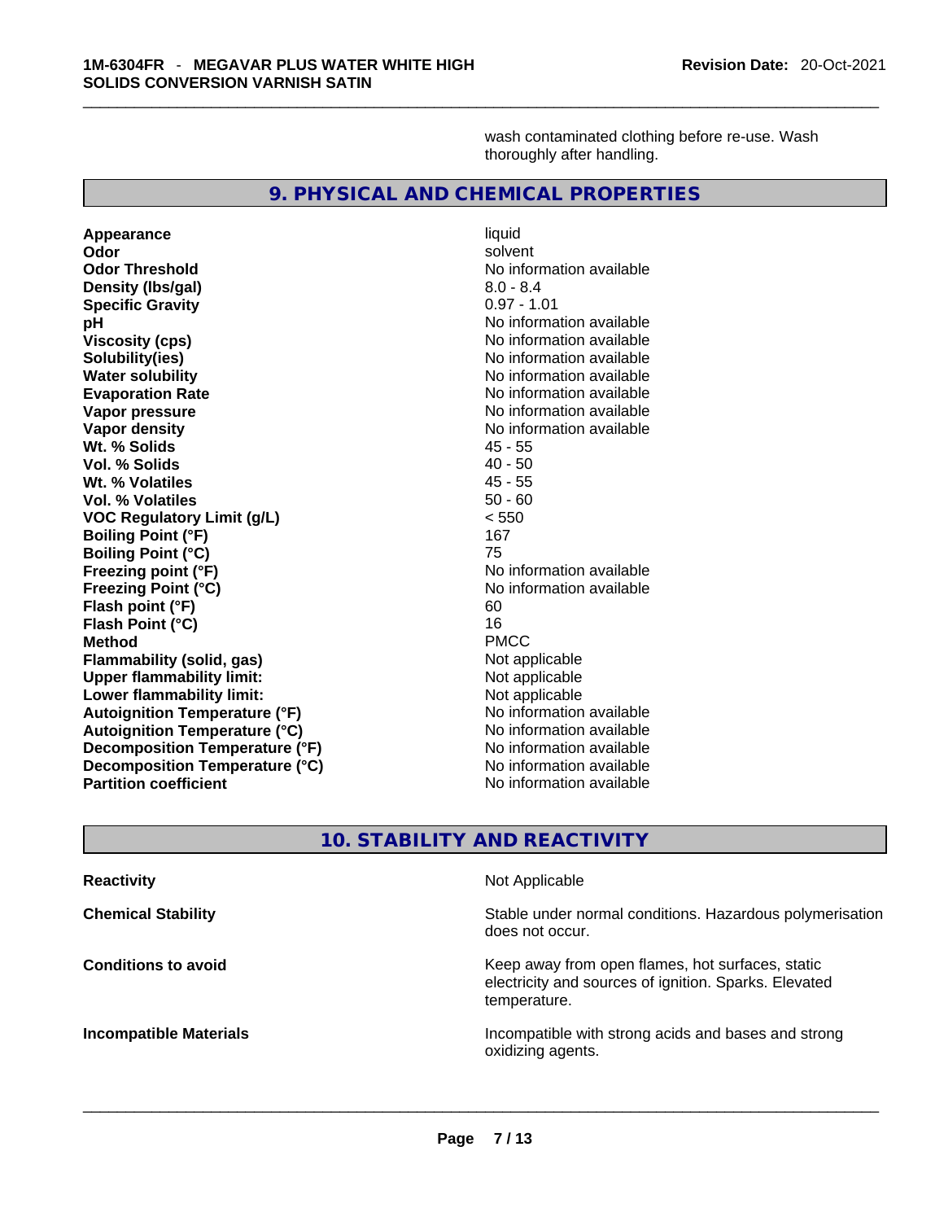wash contaminated clothing before re-use. Wash thoroughly after handling.

## 9. PHYSICAL AND CHEMICAL PROPERTIES

| Property | Value |
| --- | --- |
| **Appearance** | liquid |
| **Odor** | solvent |
| **Odor Threshold** | No information available |
| **Density (lbs/gal)** | 8.0 - 8.4 |
| **Specific Gravity** | 0.97 - 1.01 |
| **pH** | No information available |
| **Viscosity (cps)** | No information available |
| **Solubility(ies)** | No information available |
| **Water solubility** | No information available |
| **Evaporation Rate** | No information available |
| **Vapor pressure** | No information available |
| **Vapor density** | No information available |
| **Wt. % Solids** | 45 - 55 |
| **Vol. % Solids** | 40 - 50 |
| **Wt. % Volatiles** | 45 - 55 |
| **Vol. % Volatiles** | 50 - 60 |
| **VOC Regulatory Limit (g/L)** | < 550 |
| **Boiling Point (°F)** | 167 |
| **Boiling Point (°C)** | 75 |
| **Freezing point (°F)** | No information available |
| **Freezing Point (°C)** | No information available |
| **Flash point (°F)** | 60 |
| **Flash Point (°C)** | 16 |
| **Method** | PMCC |
| **Flammability (solid, gas)** | Not applicable |
| **Upper flammability limit:** | Not applicable |
| **Lower flammability limit:** | Not applicable |
| **Autoignition Temperature (°F)** | No information available |
| **Autoignition Temperature (°C)** | No information available |
| **Decomposition Temperature (°F)** | No information available |
| **Decomposition Temperature (°C)** | No information available |
| **Partition coefficient** | No information available |

## 10. STABILITY AND REACTIVITY

| | |
| --- | --- |
| **Reactivity** | Not Applicable |
| **Chemical Stability** | Stable under normal conditions. Hazardous polymerisation does not occur. |
| **Conditions to avoid** | Keep away from open flames, hot surfaces, static electricity and sources of ignition. Sparks. Elevated temperature. |
| **Incompatible Materials** | Incompatible with strong acids and bases and strong oxidizing agents. |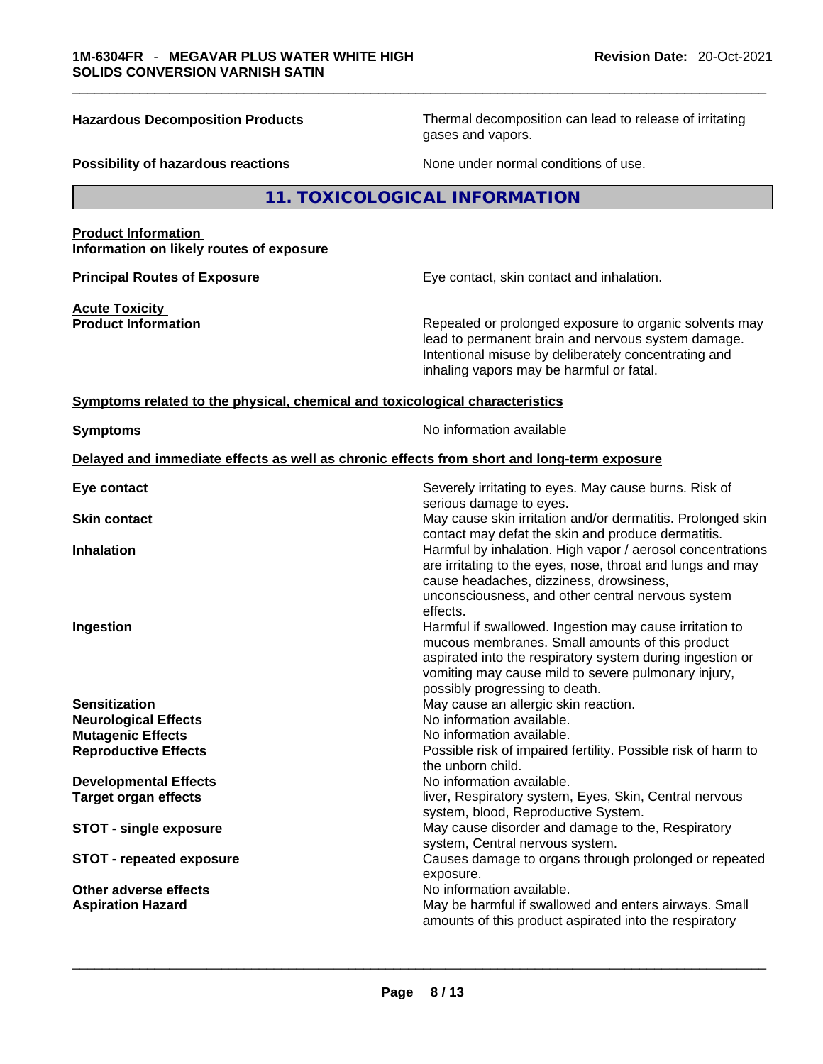**Hazardous Decomposition Products** Thermal decomposition can lead to release of irritating gases and vapors.

**Possibility of hazardous reactions** None under normal conditions of use.

## 11. TOXICOLOGICAL INFORMATION

**Product Information**
**Information on likely routes of exposure**

**Principal Routes of Exposure** Eye contact, skin contact and inhalation.

**Acute Toxicity**
**Product Information** Repeated or prolonged exposure to organic solvents may lead to permanent brain and nervous system damage. Intentional misuse by deliberately concentrating and inhaling vapors may be harmful or fatal.

**Symptoms related to the physical, chemical and toxicological characteristics**

**Symptoms** No information available

**Delayed and immediate effects as well as chronic effects from short and long-term exposure**

**Eye contact** Severely irritating to eyes. May cause burns. Risk of serious damage to eyes.

**Skin contact** May cause skin irritation and/or dermatitis. Prolonged skin contact may defat the skin and produce dermatitis.

**Inhalation** Harmful by inhalation. High vapor / aerosol concentrations are irritating to the eyes, nose, throat and lungs and may cause headaches, dizziness, drowsiness, unconsciousness, and other central nervous system effects.

**Ingestion** Harmful if swallowed. Ingestion may cause irritation to mucous membranes. Small amounts of this product aspirated into the respiratory system during ingestion or vomiting may cause mild to severe pulmonary injury, possibly progressing to death.

**Sensitization** May cause an allergic skin reaction.

**Neurological Effects** No information available.

**Mutagenic Effects** No information available.

**Reproductive Effects** Possible risk of impaired fertility. Possible risk of harm to the unborn child.

**Developmental Effects** No information available.

**Target organ effects** liver, Respiratory system, Eyes, Skin, Central nervous system, blood, Reproductive System.

**STOT - single exposure** May cause disorder and damage to the, Respiratory system, Central nervous system.

**STOT - repeated exposure** Causes damage to organs through prolonged or repeated exposure.

**Other adverse effects** No information available.

**Aspiration Hazard** May be harmful if swallowed and enters airways. Small amounts of this product aspirated into the respiratory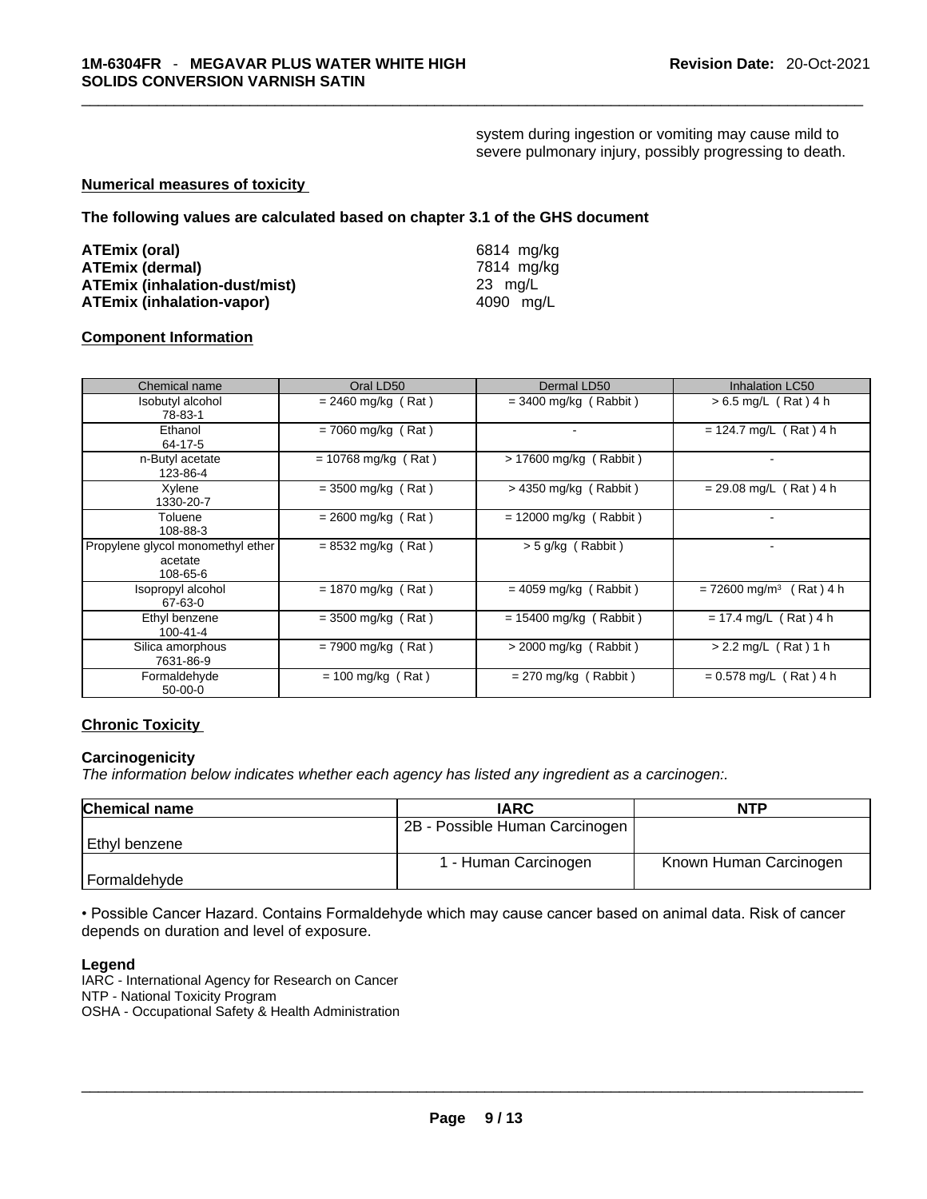system during ingestion or vomiting may cause mild to severe pulmonary injury, possibly progressing to death.

**Numerical measures of toxicity**

**The following values are calculated based on chapter 3.1 of the GHS document**

| | |
|---|---|
| **ATEmix (oral)** | 6814 mg/kg |
| **ATEmix (dermal)** | 7814 mg/kg |
| **ATEmix (inhalation-dust/mist)** | 23 mg/L |
| **ATEmix (inhalation-vapor)** | 4090 mg/L |

**Component Information**

| Chemical name | Oral LD50 | Dermal LD50 | Inhalation LC50 |
|---|---|---|---|
| Isobutyl alcohol 78-83-1 | = 2460 mg/kg ( Rat ) | = 3400 mg/kg ( Rabbit ) | > 6.5 mg/L ( Rat ) 4 h |
| Ethanol 64-17-5 | = 7060 mg/kg ( Rat ) | - | = 124.7 mg/L ( Rat ) 4 h |
| n-Butyl acetate 123-86-4 | = 10768 mg/kg ( Rat ) | > 17600 mg/kg ( Rabbit ) | - |
| Xylene 1330-20-7 | = 3500 mg/kg ( Rat ) | > 4350 mg/kg ( Rabbit ) | = 29.08 mg/L ( Rat ) 4 h |
| Toluene 108-88-3 | = 2600 mg/kg ( Rat ) | = 12000 mg/kg ( Rabbit ) | - |
| Propylene glycol monomethyl ether acetate 108-65-6 | = 8532 mg/kg ( Rat ) | > 5 g/kg ( Rabbit ) | - |
| Isopropyl alcohol 67-63-0 | = 1870 mg/kg ( Rat ) | = 4059 mg/kg ( Rabbit ) | = 72600 mg/m³ ( Rat ) 4 h |
| Ethyl benzene 100-41-4 | = 3500 mg/kg ( Rat ) | = 15400 mg/kg ( Rabbit ) | = 17.4 mg/L ( Rat ) 4 h |
| Silica amorphous 7631-86-9 | = 7900 mg/kg ( Rat ) | > 2000 mg/kg ( Rabbit ) | > 2.2 mg/L ( Rat ) 1 h |
| Formaldehyde 50-00-0 | = 100 mg/kg ( Rat ) | = 270 mg/kg ( Rabbit ) | = 0.578 mg/L ( Rat ) 4 h |

**Chronic Toxicity**

**Carcinogenicity**

*The information below indicates whether each agency has listed any ingredient as a carcinogen:.*

| Chemical name | IARC | NTP |
|---|---|---|
| Ethyl benzene | 2B - Possible Human Carcinogen | |
| Formaldehyde | 1 - Human Carcinogen | Known Human Carcinogen |

• Possible Cancer Hazard. Contains Formaldehyde which may cause cancer based on animal data. Risk of cancer depends on duration and level of exposure.

**Legend**

IARC - International Agency for Research on Cancer
NTP - National Toxicity Program
OSHA - Occupational Safety & Health Administration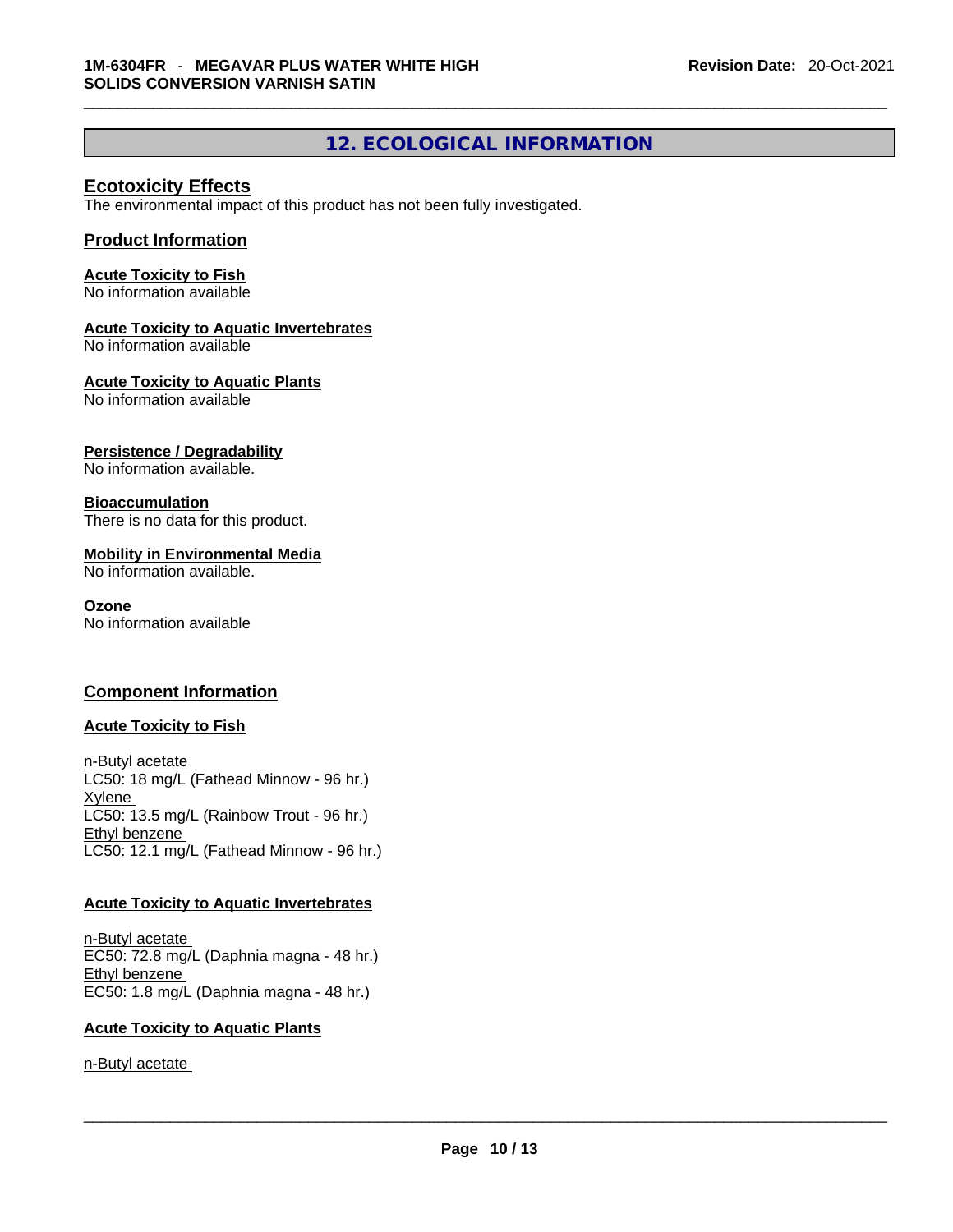## 12. ECOLOGICAL INFORMATION

### Ecotoxicity Effects

The environmental impact of this product has not been fully investigated.

### Product Information

**Acute Toxicity to Fish**
No information available

**Acute Toxicity to Aquatic Invertebrates**
No information available

**Acute Toxicity to Aquatic Plants**
No information available

**Persistence / Degradability**
No information available.

**Bioaccumulation**
There is no data for this product.

**Mobility in Environmental Media**
No information available.

**Ozone**
No information available

### Component Information

**Acute Toxicity to Fish**

n-Butyl acetate
LC50: 18 mg/L (Fathead Minnow - 96 hr.)
Xylene
LC50: 13.5 mg/L (Rainbow Trout - 96 hr.)
Ethyl benzene
LC50: 12.1 mg/L (Fathead Minnow - 96 hr.)

**Acute Toxicity to Aquatic Invertebrates**

n-Butyl acetate
EC50: 72.8 mg/L (Daphnia magna - 48 hr.)
Ethyl benzene
EC50: 1.8 mg/L (Daphnia magna - 48 hr.)

**Acute Toxicity to Aquatic Plants**

n-Butyl acetate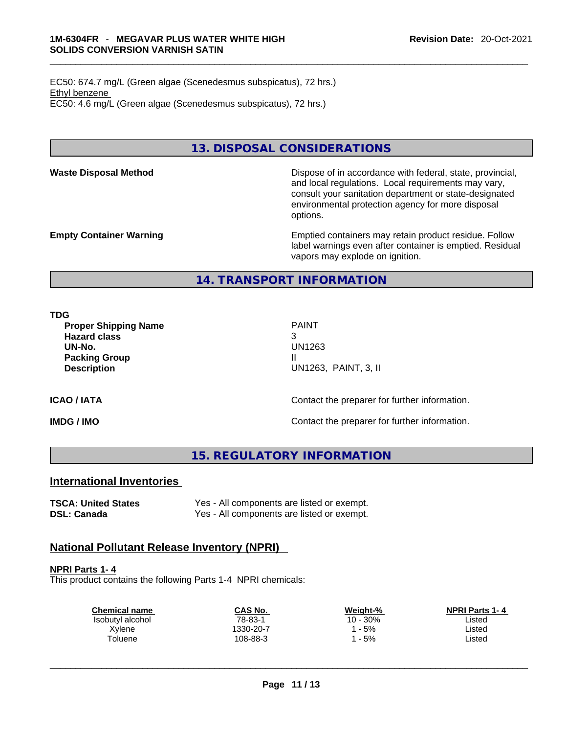EC50: 674.7 mg/L (Green algae (Scenedesmus subspicatus), 72 hrs.)
Ethyl benzene
EC50: 4.6 mg/L (Green algae (Scenedesmus subspicatus), 72 hrs.)

## 13. DISPOSAL CONSIDERATIONS

**Waste Disposal Method**

Dispose of in accordance with federal, state, provincial, and local regulations. Local requirements may vary, consult your sanitation department or state-designated environmental protection agency for more disposal options.

**Empty Container Warning**

Emptied containers may retain product residue. Follow label warnings even after container is emptied. Residual vapors may explode on ignition.

## 14. TRANSPORT INFORMATION

**TDG**

| | |
|---|---|
| **Proper Shipping Name** | PAINT |
| **Hazard class** | 3 |
| **UN-No.** | UN1263 |
| **Packing Group** | II |
| **Description** | UN1263, PAINT, 3, II |

**ICAO / IATA** Contact the preparer for further information.

**IMDG / IMO** Contact the preparer for further information.

## 15. REGULATORY INFORMATION

### International Inventories

| | |
|---|---|
| **TSCA: United States** | Yes - All components are listed or exempt. |
| **DSL: Canada** | Yes - All components are listed or exempt. |

### National Pollutant Release Inventory (NPRI)

**NPRI Parts 1- 4**

This product contains the following Parts 1-4 NPRI chemicals:

| Chemical name | CAS No. | Weight-% | NPRI Parts 1- 4 |
|---|---|---|---|
| Isobutyl alcohol | 78-83-1 | 10 - 30% | Listed |
| Xylene | 1330-20-7 | 1 - 5% | Listed |
| Toluene | 108-88-3 | 1 - 5% | Listed |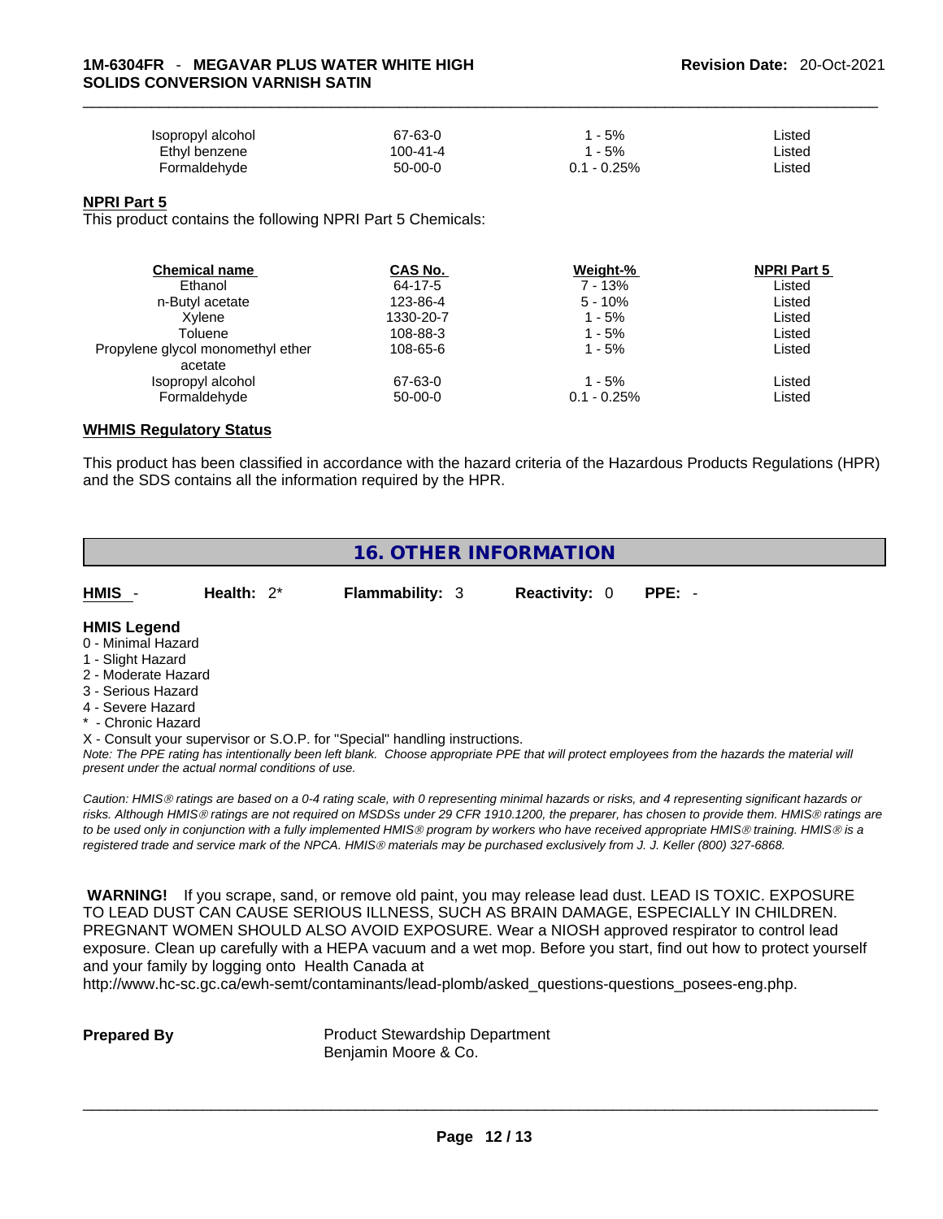| | | | |
|---|---|---|---|
| Isopropyl alcohol | 67-63-0 | 1 - 5% | Listed |
| Ethyl benzene | 100-41-4 | 1 - 5% | Listed |
| Formaldehyde | 50-00-0 | 0.1 - 0.25% | Listed |

**NPRI Part 5**

This product contains the following NPRI Part 5 Chemicals:

| Chemical name | CAS No. | Weight-% | NPRI Part 5 |
|---|---|---|---|
| Ethanol | 64-17-5 | 7 - 13% | Listed |
| n-Butyl acetate | 123-86-4 | 5 - 10% | Listed |
| Xylene | 1330-20-7 | 1 - 5% | Listed |
| Toluene | 108-88-3 | 1 - 5% | Listed |
| Propylene glycol monomethyl ether acetate | 108-65-6 | 1 - 5% | Listed |
| Isopropyl alcohol | 67-63-0 | 1 - 5% | Listed |
| Formaldehyde | 50-00-0 | 0.1 - 0.25% | Listed |

**WHMIS Regulatory Status**

This product has been classified in accordance with the hazard criteria of the Hazardous Products Regulations (HPR) and the SDS contains all the information required by the HPR.

## 16. OTHER INFORMATION

**HMIS** - **Health:** 2* **Flammability:** 3 **Reactivity:** 0 **PPE:** -

**HMIS Legend**

0 - Minimal Hazard
1 - Slight Hazard
2 - Moderate Hazard
3 - Serious Hazard
4 - Severe Hazard
* - Chronic Hazard
X - Consult your supervisor or S.O.P. for "Special" handling instructions.

*Note: The PPE rating has intentionally been left blank. Choose appropriate PPE that will protect employees from the hazards the material will present under the actual normal conditions of use.*

*Caution: HMIS® ratings are based on a 0-4 rating scale, with 0 representing minimal hazards or risks, and 4 representing significant hazards or risks. Although HMIS® ratings are not required on MSDSs under 29 CFR 1910.1200, the preparer, has chosen to provide them. HMIS® ratings are to be used only in conjunction with a fully implemented HMIS® program by workers who have received appropriate HMIS® training. HMIS® is a registered trade and service mark of the NPCA. HMIS® materials may be purchased exclusively from J. J. Keller (800) 327-6868.*

**WARNING!** If you scrape, sand, or remove old paint, you may release lead dust. LEAD IS TOXIC. EXPOSURE TO LEAD DUST CAN CAUSE SERIOUS ILLNESS, SUCH AS BRAIN DAMAGE, ESPECIALLY IN CHILDREN. PREGNANT WOMEN SHOULD ALSO AVOID EXPOSURE. Wear a NIOSH approved respirator to control lead exposure. Clean up carefully with a HEPA vacuum and a wet mop. Before you start, find out how to protect yourself and your family by logging onto Health Canada at http://www.hc-sc.gc.ca/ewh-semt/contaminants/lead-plomb/asked_questions-questions_posees-eng.php.

**Prepared By** Product Stewardship Department
Benjamin Moore & Co.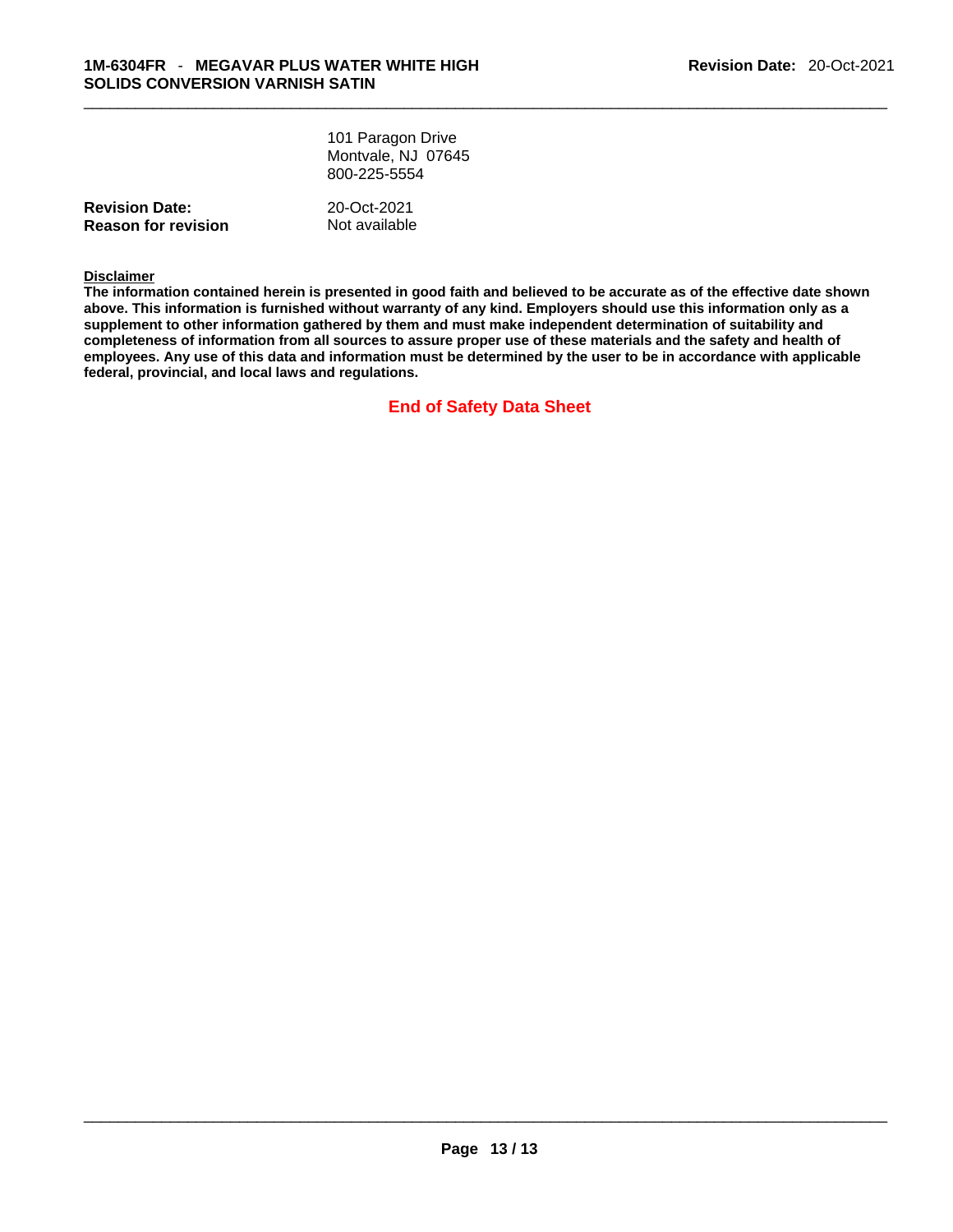101 Paragon Drive
Montvale, NJ 07645
800-225-5554

**Revision Date:** 20-Oct-2021
**Reason for revision** Not available

**Disclaimer**

**The information contained herein is presented in good faith and believed to be accurate as of the effective date shown above. This information is furnished without warranty of any kind. Employers should use this information only as a supplement to other information gathered by them and must make independent determination of suitability and completeness of information from all sources to assure proper use of these materials and the safety and health of employees. Any use of this data and information must be determined by the user to be in accordance with applicable federal, provincial, and local laws and regulations.**

**End of Safety Data Sheet**